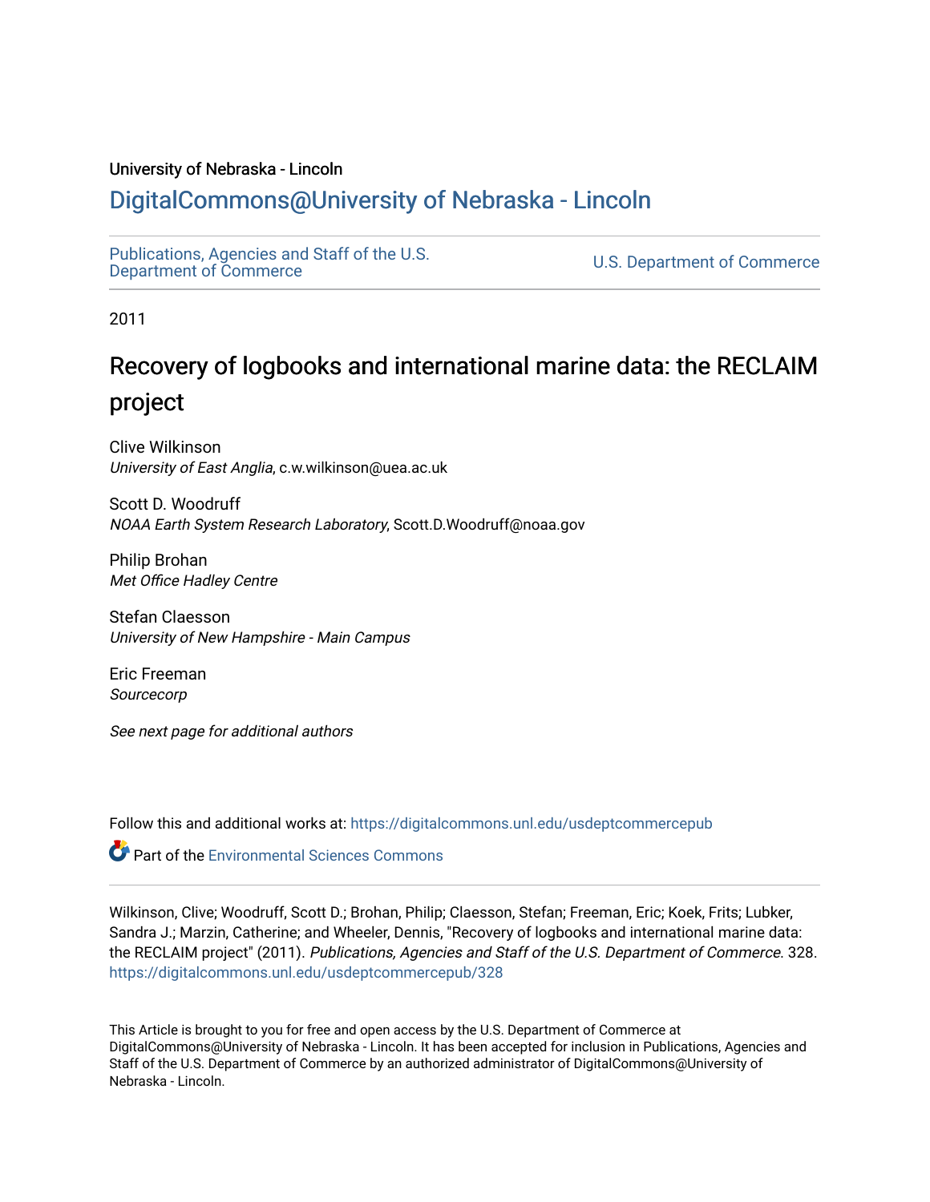University of Nebraska - Lincoln

## DigitalCommons@University of Nebraska - Lincoln

Publications, Agencies and Staff of the U.S. Department of Commerce

U.S. Department of Commerce

2011

# Recovery of logbooks and international marine data: the RECLAIM project

Clive Wilkinson
*University of East Anglia*, c.w.wilkinson@uea.ac.uk

Scott D. Woodruff
*NOAA Earth System Research Laboratory*, Scott.D.Woodruff@noaa.gov

Philip Brohan
*Met Office Hadley Centre*

Stefan Claesson
*University of New Hampshire - Main Campus*

Eric Freeman
*Sourcecorp*

*See next page for additional authors*

Follow this and additional works at: https://digitalcommons.unl.edu/usdeptcommercepub

Part of the Environmental Sciences Commons

Wilkinson, Clive; Woodruff, Scott D.; Brohan, Philip; Claesson, Stefan; Freeman, Eric; Koek, Frits; Lubker, Sandra J.; Marzin, Catherine; and Wheeler, Dennis, "Recovery of logbooks and international marine data: the RECLAIM project" (2011). *Publications, Agencies and Staff of the U.S. Department of Commerce*. 328.
https://digitalcommons.unl.edu/usdeptcommercepub/328

This Article is brought to you for free and open access by the U.S. Department of Commerce at DigitalCommons@University of Nebraska - Lincoln. It has been accepted for inclusion in Publications, Agencies and Staff of the U.S. Department of Commerce by an authorized administrator of DigitalCommons@University of Nebraska - Lincoln.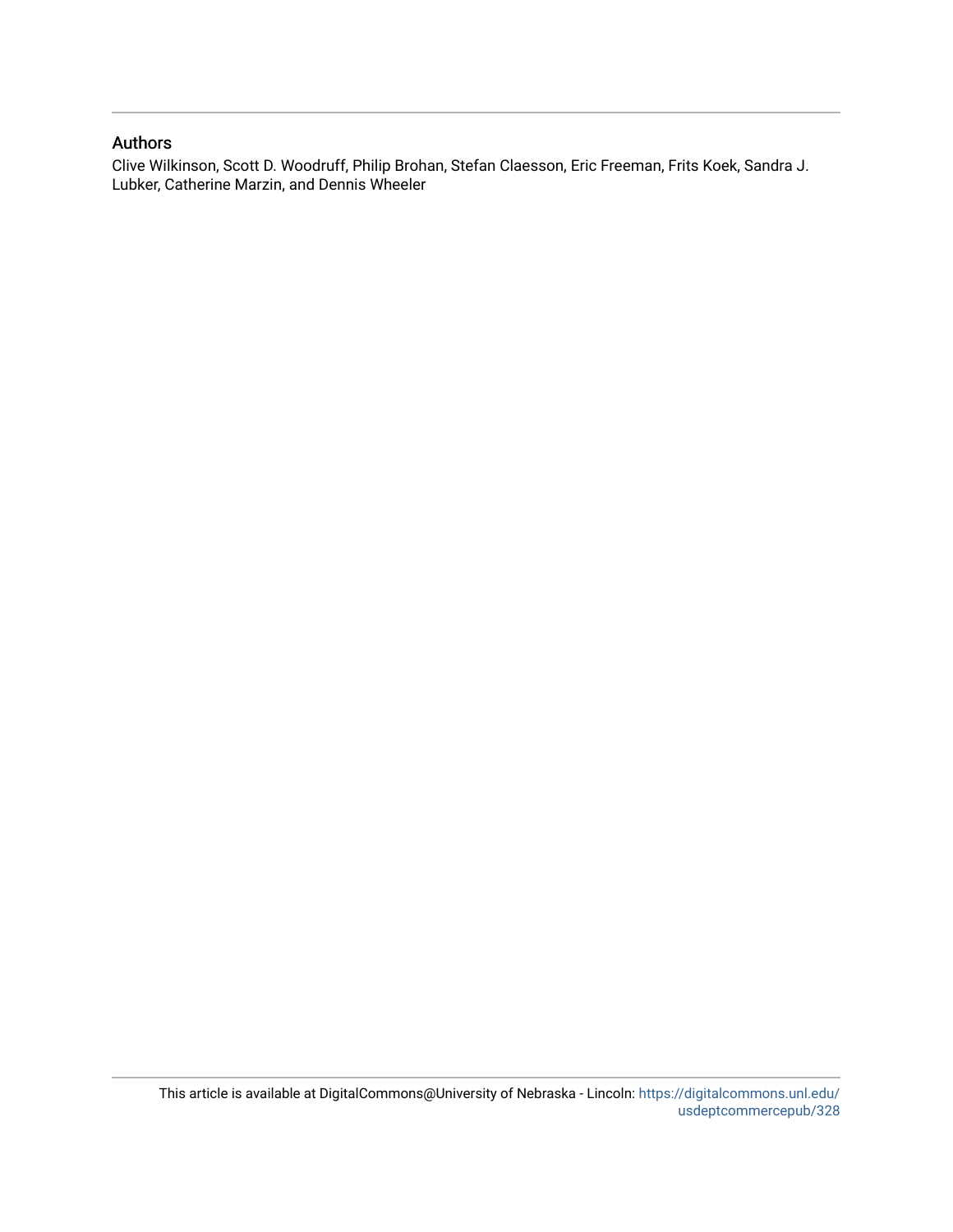## Authors

Clive Wilkinson, Scott D. Woodruff, Philip Brohan, Stefan Claesson, Eric Freeman, Frits Koek, Sandra J. Lubker, Catherine Marzin, and Dennis Wheeler

This article is available at DigitalCommons@University of Nebraska - Lincoln: https://digitalcommons.unl.edu/usdeptcommercepub/328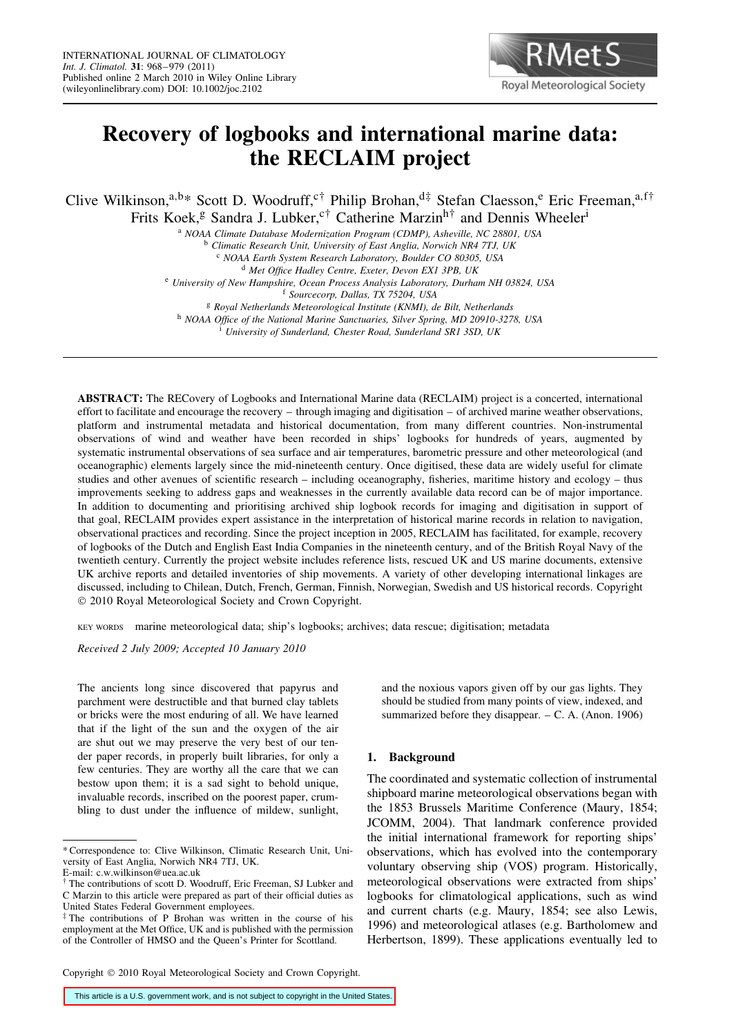# Recovery of logbooks and international marine data: the RECLAIM project

Clive Wilkinson,[a,b]* Scott D. Woodruff,[c†] Philip Brohan,[d‡] Stefan Claesson,[e] Eric Freeman,[a,f†] Frits Koek,[g] Sandra J. Lubker,[c†] Catherine Marzin[h†] and Dennis Wheeler[i]

[a] NOAA Climate Database Modernization Program (CDMP), Asheville, NC 28801, USA
[b] Climatic Research Unit, University of East Anglia, Norwich NR4 7TJ, UK
[c] NOAA Earth System Research Laboratory, Boulder CO 80305, USA
[d] Met Office Hadley Centre, Exeter, Devon EX1 3PB, UK
[e] University of New Hampshire, Ocean Process Analysis Laboratory, Durham NH 03824, USA
[f] Sourcecorp, Dallas, TX 75204, USA
[g] Royal Netherlands Meteorological Institute (KNMI), de Bilt, Netherlands
[h] NOAA Office of the National Marine Sanctuaries, Silver Spring, MD 20910-3278, USA
[i] University of Sunderland, Chester Road, Sunderland SR1 3SD, UK

**ABSTRACT:** The RECovery of Logbooks and International Marine data (RECLAIM) project is a concerted, international effort to facilitate and encourage the recovery – through imaging and digitisation – of archived marine weather observations, platform and instrumental metadata and historical documentation, from many different countries. Non-instrumental observations of wind and weather have been recorded in ships' logbooks for hundreds of years, augmented by systematic instrumental observations of sea surface and air temperatures, barometric pressure and other meteorological (and oceanographic) elements largely since the mid-nineteenth century. Once digitised, these data are widely useful for climate studies and other avenues of scientific research – including oceanography, fisheries, maritime history and ecology – thus improvements seeking to address gaps and weaknesses in the currently available data record can be of major importance. In addition to documenting and prioritising archived ship logbook records for imaging and digitisation in support of that goal, RECLAIM provides expert assistance in the interpretation of historical marine records in relation to navigation, observational practices and recording. Since the project inception in 2005, RECLAIM has facilitated, for example, recovery of logbooks of the Dutch and English East India Companies in the nineteenth century, and of the British Royal Navy of the twentieth century. Currently the project website includes reference lists, rescued UK and US marine documents, extensive UK archive reports and detailed inventories of ship movements. A variety of other developing international linkages are discussed, including to Chilean, Dutch, French, German, Finnish, Norwegian, Swedish and US historical records. Copyright © 2010 Royal Meteorological Society and Crown Copyright.

KEY WORDS marine meteorological data; ship's logbooks; archives; data rescue; digitisation; metadata

*Received 2 July 2009; Accepted 10 January 2010*

The ancients long since discovered that papyrus and parchment were destructible and that burned clay tablets or bricks were the most enduring of all. We have learned that if the light of the sun and the oxygen of the air are shut out we may preserve the very best of our tender paper records, in properly built libraries, for only a few centuries. They are worthy all the care that we can bestow upon them; it is a sad sight to behold unique, invaluable records, inscribed on the poorest paper, crumbling to dust under the influence of mildew, sunlight, and the noxious vapors given off by our gas lights. They should be studied from many points of view, indexed, and summarized before they disappear. – C. A. (Anon. 1906)

## 1. Background

The coordinated and systematic collection of instrumental shipboard marine meteorological observations began with the 1853 Brussels Maritime Conference (Maury, 1854; JCOMM, 2004). That landmark conference provided the initial international framework for reporting ships' observations, which has evolved into the contemporary voluntary observing ship (VOS) program. Historically, meteorological observations were extracted from ships' logbooks for climatological applications, such as wind and current charts (e.g. Maury, 1854; see also Lewis, 1996) and meteorological atlases (e.g. Bartholomew and Herbertson, 1899). These applications eventually led to

\* Correspondence to: Clive Wilkinson, Climatic Research Unit, University of East Anglia, Norwich NR4 7TJ, UK. E-mail: c.w.wilkinson@uea.ac.uk

† The contributions of scott D. Woodruff, Eric Freeman, SJ Lubker and C Marzin to this article were prepared as part of their official duties as United States Federal Government employees.

‡ The contributions of P Brohan was written in the course of his employment at the Met Office, UK and is published with the permission of the Controller of HMSO and the Queen's Printer for Scotland.

Copyright © 2010 Royal Meteorological Society and Crown Copyright.

This article is a U.S. government work, and is not subject to copyright in the United States.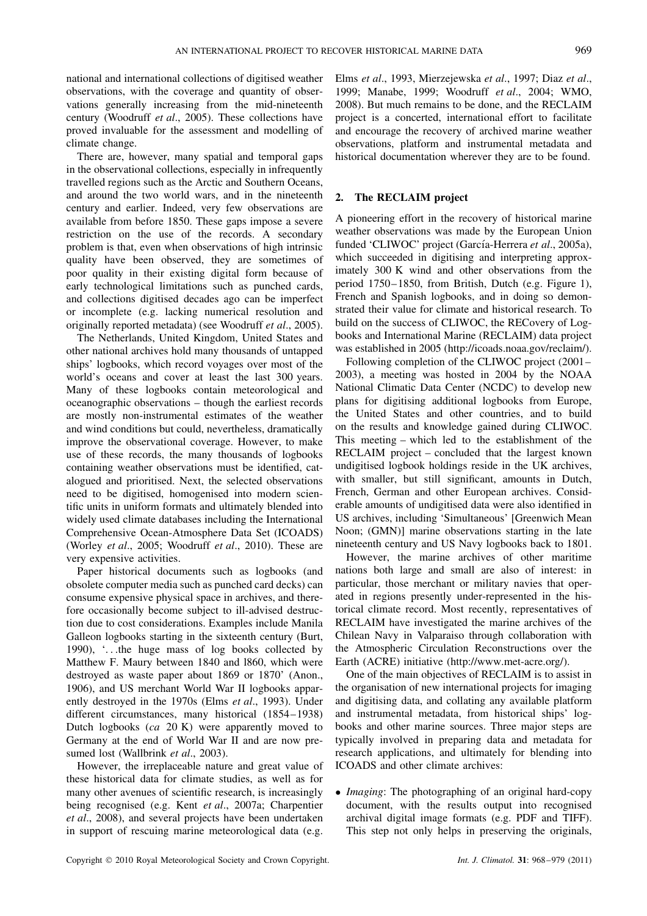national and international collections of digitised weather observations, with the coverage and quantity of observations generally increasing from the mid-nineteenth century (Woodruff *et al*., 2005). These collections have proved invaluable for the assessment and modelling of climate change.

There are, however, many spatial and temporal gaps in the observational collections, especially in infrequently travelled regions such as the Arctic and Southern Oceans, and around the two world wars, and in the nineteenth century and earlier. Indeed, very few observations are available from before 1850. These gaps impose a severe restriction on the use of the records. A secondary problem is that, even when observations of high intrinsic quality have been observed, they are sometimes of poor quality in their existing digital form because of early technological limitations such as punched cards, and collections digitised decades ago can be imperfect or incomplete (e.g. lacking numerical resolution and originally reported metadata) (see Woodruff *et al*., 2005).

The Netherlands, United Kingdom, United States and other national archives hold many thousands of untapped ships' logbooks, which record voyages over most of the world's oceans and cover at least the last 300 years. Many of these logbooks contain meteorological and oceanographic observations – though the earliest records are mostly non-instrumental estimates of the weather and wind conditions but could, nevertheless, dramatically improve the observational coverage. However, to make use of these records, the many thousands of logbooks containing weather observations must be identified, catalogued and prioritised. Next, the selected observations need to be digitised, homogenised into modern scientific units in uniform formats and ultimately blended into widely used climate databases including the International Comprehensive Ocean-Atmosphere Data Set (ICOADS) (Worley *et al*., 2005; Woodruff *et al*., 2010). These are very expensive activities.

Paper historical documents such as logbooks (and obsolete computer media such as punched card decks) can consume expensive physical space in archives, and therefore occasionally become subject to ill-advised destruction due to cost considerations. Examples include Manila Galleon logbooks starting in the sixteenth century (Burt, 1990), '...the huge mass of log books collected by Matthew F. Maury between 1840 and l860, which were destroyed as waste paper about 1869 or 1870' (Anon., 1906), and US merchant World War II logbooks apparently destroyed in the 1970s (Elms *et al*., 1993). Under different circumstances, many historical (1854–1938) Dutch logbooks (*ca* 20 K) were apparently moved to Germany at the end of World War II and are now presumed lost (Wallbrink *et al*., 2003).

However, the irreplaceable nature and great value of these historical data for climate studies, as well as for many other avenues of scientific research, is increasingly being recognised (e.g. Kent *et al*., 2007a; Charpentier *et al*., 2008), and several projects have been undertaken in support of rescuing marine meteorological data (e.g. Elms *et al*., 1993, Mierzejewska *et al*., 1997; Diaz *et al*., 1999; Manabe, 1999; Woodruff *et al*., 2004; WMO, 2008). But much remains to be done, and the RECLAIM project is a concerted, international effort to facilitate and encourage the recovery of archived marine weather observations, platform and instrumental metadata and historical documentation wherever they are to be found.

## 2. The RECLAIM project

A pioneering effort in the recovery of historical marine weather observations was made by the European Union funded 'CLIWOC' project (García-Herrera *et al*., 2005a), which succeeded in digitising and interpreting approximately 300 K wind and other observations from the period 1750–1850, from British, Dutch (e.g. Figure 1), French and Spanish logbooks, and in doing so demonstrated their value for climate and historical research. To build on the success of CLIWOC, the RECovery of Logbooks and International Marine (RECLAIM) data project was established in 2005 (http://icoads.noaa.gov/reclaim/).

Following completion of the CLIWOC project (2001–2003), a meeting was hosted in 2004 by the NOAA National Climatic Data Center (NCDC) to develop new plans for digitising additional logbooks from Europe, the United States and other countries, and to build on the results and knowledge gained during CLIWOC. This meeting – which led to the establishment of the RECLAIM project – concluded that the largest known undigitised logbook holdings reside in the UK archives, with smaller, but still significant, amounts in Dutch, French, German and other European archives. Considerable amounts of undigitised data were also identified in US archives, including 'Simultaneous' [Greenwich Mean Noon; (GMN)] marine observations starting in the late nineteenth century and US Navy logbooks back to 1801.

However, the marine archives of other maritime nations both large and small are also of interest: in particular, those merchant or military navies that operated in regions presently under-represented in the historical climate record. Most recently, representatives of RECLAIM have investigated the marine archives of the Chilean Navy in Valparaiso through collaboration with the Atmospheric Circulation Reconstructions over the Earth (ACRE) initiative (http://www.met-acre.org/).

One of the main objectives of RECLAIM is to assist in the organisation of new international projects for imaging and digitising data, and collating any available platform and instrumental metadata, from historical ships' logbooks and other marine sources. Three major steps are typically involved in preparing data and metadata for research applications, and ultimately for blending into ICOADS and other climate archives:

- *Imaging*: The photographing of an original hard-copy document, with the results output into recognised archival digital image formats (e.g. PDF and TIFF). This step not only helps in preserving the originals,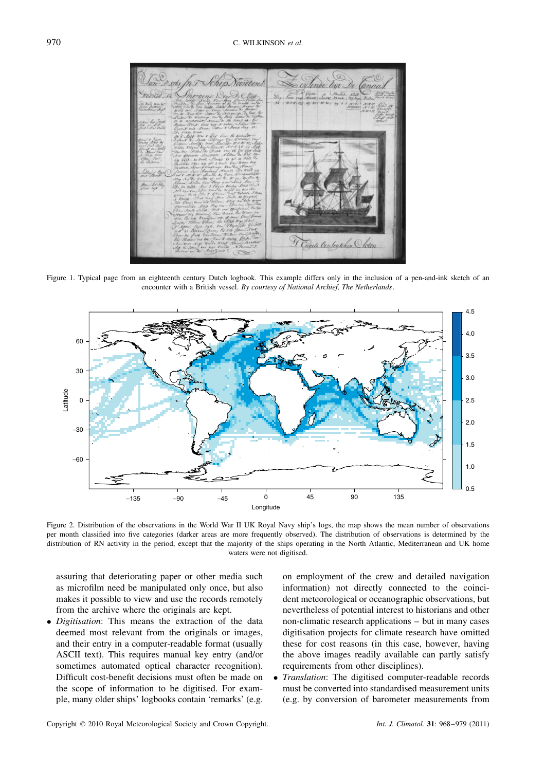Figure 1. Typical page from an eighteenth century Dutch logbook. This example differs only in the inclusion of a pen-and-ink sketch of an encounter with a British vessel. *By courtesy of National Archief, The Netherlands*.

Figure 2. Distribution of the observations in the World War II UK Royal Navy ship's logs, the map shows the mean number of observations per month classified into five categories (darker areas are more frequently observed). The distribution of observations is determined by the distribution of RN activity in the period, except that the majority of the ships operating in the North Atlantic, Mediterranean and UK home waters were not digitised.

assuring that deteriorating paper or other media such as microfilm need be manipulated only once, but also makes it possible to view and use the records remotely from the archive where the originals are kept.

- *Digitisation*: This means the extraction of the data deemed most relevant from the originals or images, and their entry in a computer-readable format (usually ASCII text). This requires manual key entry (and/or sometimes automated optical character recognition). Difficult cost-benefit decisions must often be made on the scope of information to be digitised. For example, many older ships' logbooks contain 'remarks' (e.g. on employment of the crew and detailed navigation information) not directly connected to the coincident meteorological or oceanographic observations, but nevertheless of potential interest to historians and other non-climatic research applications – but in many cases digitisation projects for climate research have omitted these for cost reasons (in this case, however, having the above images readily available can partly satisfy requirements from other disciplines).
- *Translation*: The digitised computer-readable records must be converted into standardised measurement units (e.g. by conversion of barometer measurements from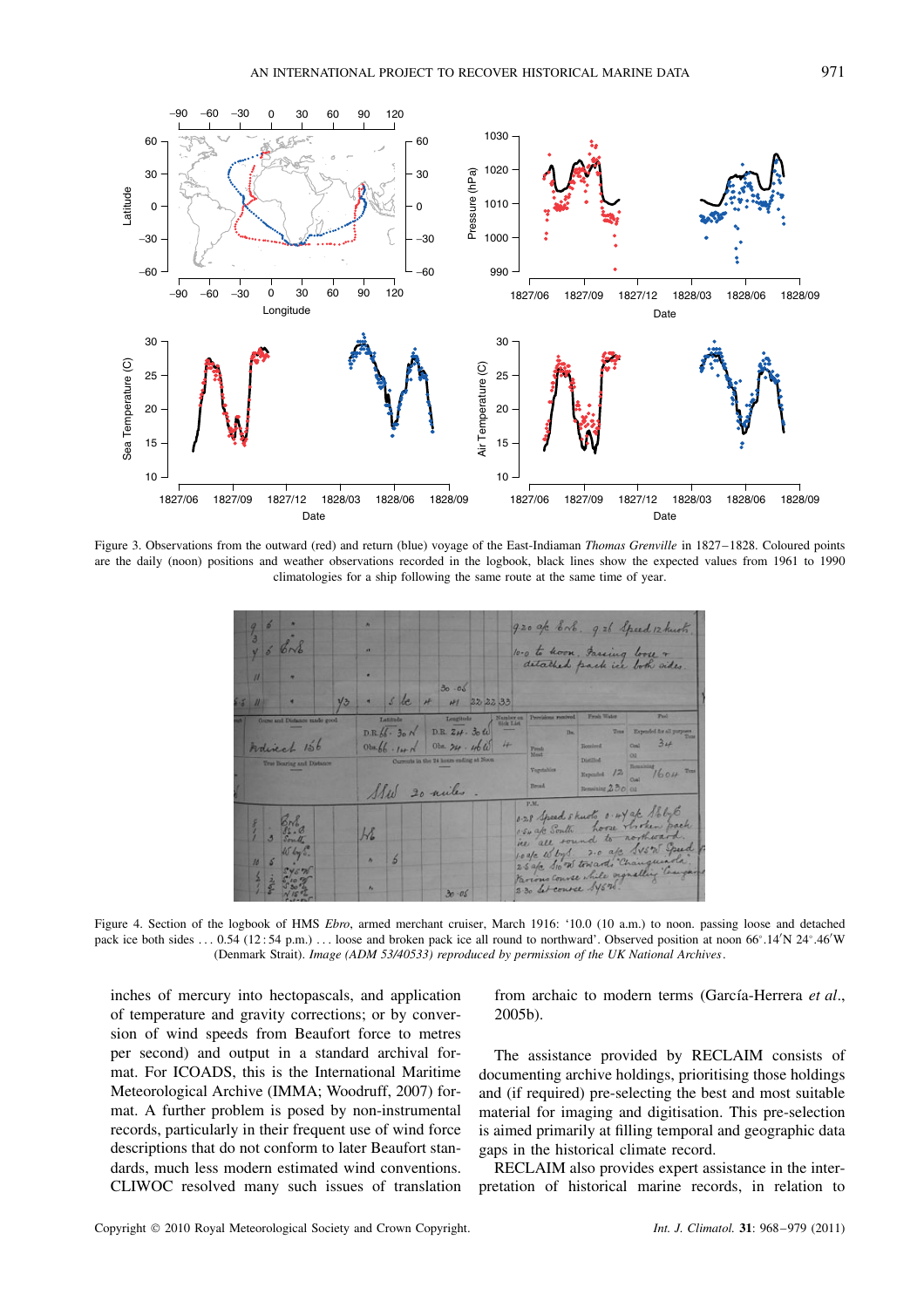Figure 3. Observations from the outward (red) and return (blue) voyage of the East-Indiaman *Thomas Grenville* in 1827–1828. Coloured points are the daily (noon) positions and weather observations recorded in the logbook, black lines show the expected values from 1961 to 1990 climatologies for a ship following the same route at the same time of year.

Figure 4. Section of the logbook of HMS *Ebro*, armed merchant cruiser, March 1916: '10.0 (10 a.m.) to noon. passing loose and detached pack ice both sides … 0.54 (12 : 54 p.m.) … loose and broken pack ice all round to northward'. Observed position at noon 66°.14′N 24°.46′W (Denmark Strait). *Image (ADM 53/40533) reproduced by permission of the UK National Archives*.

inches of mercury into hectopascals, and application of temperature and gravity corrections; or by conversion of wind speeds from Beaufort force to metres per second) and output in a standard archival format. For ICOADS, this is the International Maritime Meteorological Archive (IMMA; Woodruff, 2007) format. A further problem is posed by non-instrumental records, particularly in their frequent use of wind force descriptions that do not conform to later Beaufort standards, much less modern estimated wind conventions. CLIWOC resolved many such issues of translation from archaic to modern terms (García-Herrera *et al*., 2005b).

The assistance provided by RECLAIM consists of documenting archive holdings, prioritising those holdings and (if required) pre-selecting the best and most suitable material for imaging and digitisation. This pre-selection is aimed primarily at filling temporal and geographic data gaps in the historical climate record.

RECLAIM also provides expert assistance in the interpretation of historical marine records, in relation to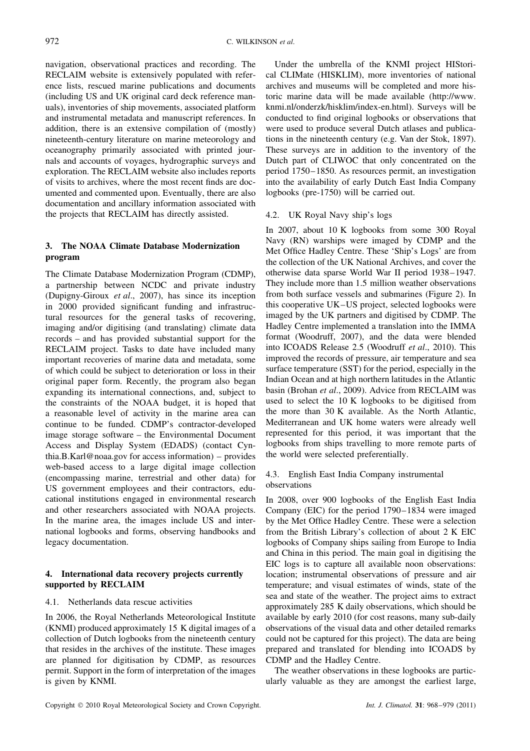navigation, observational practices and recording. The RECLAIM website is extensively populated with reference lists, rescued marine publications and documents (including US and UK original card deck reference manuals), inventories of ship movements, associated platform and instrumental metadata and manuscript references. In addition, there is an extensive compilation of (mostly) nineteenth-century literature on marine meteorology and oceanography primarily associated with printed journals and accounts of voyages, hydrographic surveys and exploration. The RECLAIM website also includes reports of visits to archives, where the most recent finds are documented and commented upon. Eventually, there are also documentation and ancillary information associated with the projects that RECLAIM has directly assisted.

## 3. The NOAA Climate Database Modernization program

The Climate Database Modernization Program (CDMP), a partnership between NCDC and private industry (Dupigny-Giroux *et al*., 2007), has since its inception in 2000 provided significant funding and infrastructural resources for the general tasks of recovering, imaging and/or digitising (and translating) climate data records – and has provided substantial support for the RECLAIM project. Tasks to date have included many important recoveries of marine data and metadata, some of which could be subject to deterioration or loss in their original paper form. Recently, the program also began expanding its international connections, and, subject to the constraints of the NOAA budget, it is hoped that a reasonable level of activity in the marine area can continue to be funded. CDMP's contractor-developed image storage software – the Environmental Document Access and Display System (EDADS) (contact Cynthia.B.Karl@noaa.gov for access information) – provides web-based access to a large digital image collection (encompassing marine, terrestrial and other data) for US government employees and their contractors, educational institutions engaged in environmental research and other researchers associated with NOAA projects. In the marine area, the images include US and international logbooks and forms, observing handbooks and legacy documentation.

## 4. International data recovery projects currently supported by RECLAIM

### 4.1. Netherlands data rescue activities

In 2006, the Royal Netherlands Meteorological Institute (KNMI) produced approximately 15 K digital images of a collection of Dutch logbooks from the nineteenth century that resides in the archives of the institute. These images are planned for digitisation by CDMP, as resources permit. Support in the form of interpretation of the images is given by KNMI.

Under the umbrella of the KNMI project HIStorical CLIMate (HISKLIM), more inventories of national archives and museums will be completed and more historic marine data will be made available (http://www.knmi.nl/onderzk/hisklim/index-en.html). Surveys will be conducted to find original logbooks or observations that were used to produce several Dutch atlases and publications in the nineteenth century (e.g. Van der Stok, 1897). These surveys are in addition to the inventory of the Dutch part of CLIWOC that only concentrated on the period 1750–1850. As resources permit, an investigation into the availability of early Dutch East India Company logbooks (pre-1750) will be carried out.

### 4.2. UK Royal Navy ship's logs

In 2007, about 10 K logbooks from some 300 Royal Navy (RN) warships were imaged by CDMP and the Met Office Hadley Centre. These 'Ship's Logs' are from the collection of the UK National Archives, and cover the otherwise data sparse World War II period 1938–1947. They include more than 1.5 million weather observations from both surface vessels and submarines (Figure 2). In this cooperative UK–US project, selected logbooks were imaged by the UK partners and digitised by CDMP. The Hadley Centre implemented a translation into the IMMA format (Woodruff, 2007), and the data were blended into ICOADS Release 2.5 (Woodruff *et al*., 2010). This improved the records of pressure, air temperature and sea surface temperature (SST) for the period, especially in the Indian Ocean and at high northern latitudes in the Atlantic basin (Brohan *et al*., 2009). Advice from RECLAIM was used to select the 10 K logbooks to be digitised from the more than 30 K available. As the North Atlantic, Mediterranean and UK home waters were already well represented for this period, it was important that the logbooks from ships travelling to more remote parts of the world were selected preferentially.

### 4.3. English East India Company instrumental observations

In 2008, over 900 logbooks of the English East India Company (EIC) for the period 1790–1834 were imaged by the Met Office Hadley Centre. These were a selection from the British Library's collection of about 2 K EIC logbooks of Company ships sailing from Europe to India and China in this period. The main goal in digitising the EIC logs is to capture all available noon observations: location; instrumental observations of pressure and air temperature; and visual estimates of winds, state of the sea and state of the weather. The project aims to extract approximately 285 K daily observations, which should be available by early 2010 (for cost reasons, many sub-daily observations of the visual data and other detailed remarks could not be captured for this project). The data are being prepared and translated for blending into ICOADS by CDMP and the Hadley Centre.

The weather observations in these logbooks are particularly valuable as they are amongst the earliest large,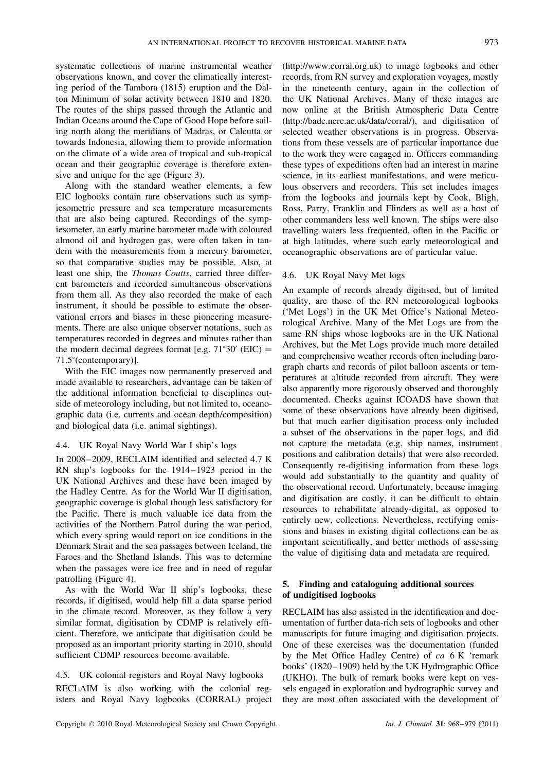systematic collections of marine instrumental weather observations known, and cover the climatically interesting period of the Tambora (1815) eruption and the Dalton Minimum of solar activity between 1810 and 1820. The routes of the ships passed through the Atlantic and Indian Oceans around the Cape of Good Hope before sailing north along the meridians of Madras, or Calcutta or towards Indonesia, allowing them to provide information on the climate of a wide area of tropical and sub-tropical ocean and their geographic coverage is therefore extensive and unique for the age (Figure 3).

Along with the standard weather elements, a few EIC logbooks contain rare observations such as sympiesometric pressure and sea temperature measurements that are also being captured. Recordings of the sympiesometer, an early marine barometer made with coloured almond oil and hydrogen gas, were often taken in tandem with the measurements from a mercury barometer, so that comparative studies may be possible. Also, at least one ship, the *Thomas Coutts*, carried three different barometers and recorded simultaneous observations from them all. As they also recorded the make of each instrument, it should be possible to estimate the observational errors and biases in these pioneering measurements. There are also unique observer notations, such as temperatures recorded in degrees and minutes rather than the modern decimal degrees format [e.g. $71°30'$ (EIC) = $71.5°$(contemporary)].

With the EIC images now permanently preserved and made available to researchers, advantage can be taken of the additional information beneficial to disciplines outside of meteorology including, but not limited to, oceanographic data (i.e. currents and ocean depth/composition) and biological data (i.e. animal sightings).

### 4.4. UK Royal Navy World War I ship's logs

In 2008–2009, RECLAIM identified and selected 4.7 K RN ship's logbooks for the 1914–1923 period in the UK National Archives and these have been imaged by the Hadley Centre. As for the World War II digitisation, geographic coverage is global though less satisfactory for the Pacific. There is much valuable ice data from the activities of the Northern Patrol during the war period, which every spring would report on ice conditions in the Denmark Strait and the sea passages between Iceland, the Faroes and the Shetland Islands. This was to determine when the passages were ice free and in need of regular patrolling (Figure 4).

As with the World War II ship's logbooks, these records, if digitised, would help fill a data sparse period in the climate record. Moreover, as they follow a very similar format, digitisation by CDMP is relatively efficient. Therefore, we anticipate that digitisation could be proposed as an important priority starting in 2010, should sufficient CDMP resources become available.

### 4.5. UK colonial registers and Royal Navy logbooks

RECLAIM is also working with the colonial registers and Royal Navy logbooks (CORRAL) project (http://www.corral.org.uk) to image logbooks and other records, from RN survey and exploration voyages, mostly in the nineteenth century, again in the collection of the UK National Archives. Many of these images are now online at the British Atmospheric Data Centre (http://badc.nerc.ac.uk/data/corral/), and digitisation of selected weather observations is in progress. Observations from these vessels are of particular importance due to the work they were engaged in. Officers commanding these types of expeditions often had an interest in marine science, in its earliest manifestations, and were meticulous observers and recorders. This set includes images from the logbooks and journals kept by Cook, Bligh, Ross, Parry, Franklin and Flinders as well as a host of other commanders less well known. The ships were also travelling waters less frequented, often in the Pacific or at high latitudes, where such early meteorological and oceanographic observations are of particular value.

### 4.6. UK Royal Navy Met logs

An example of records already digitised, but of limited quality, are those of the RN meteorological logbooks ('Met Logs') in the UK Met Office's National Meteorological Archive. Many of the Met Logs are from the same RN ships whose logbooks are in the UK National Archives, but the Met Logs provide much more detailed and comprehensive weather records often including barograph charts and records of pilot balloon ascents or temperatures at altitude recorded from aircraft. They were also apparently more rigorously observed and thoroughly documented. Checks against ICOADS have shown that some of these observations have already been digitised, but that much earlier digitisation process only included a subset of the observations in the paper logs, and did not capture the metadata (e.g. ship names, instrument positions and calibration details) that were also recorded. Consequently re-digitising information from these logs would add substantially to the quantity and quality of the observational record. Unfortunately, because imaging and digitisation are costly, it can be difficult to obtain resources to rehabilitate already-digital, as opposed to entirely new, collections. Nevertheless, rectifying omissions and biases in existing digital collections can be as important scientifically, and better methods of assessing the value of digitising data and metadata are required.

## 5. Finding and cataloguing additional sources of undigitised logbooks

RECLAIM has also assisted in the identification and documentation of further data-rich sets of logbooks and other manuscripts for future imaging and digitisation projects. One of these exercises was the documentation (funded by the Met Office Hadley Centre) of *ca* 6 K 'remark books' (1820–1909) held by the UK Hydrographic Office (UKHO). The bulk of remark books were kept on vessels engaged in exploration and hydrographic survey and they are most often associated with the development of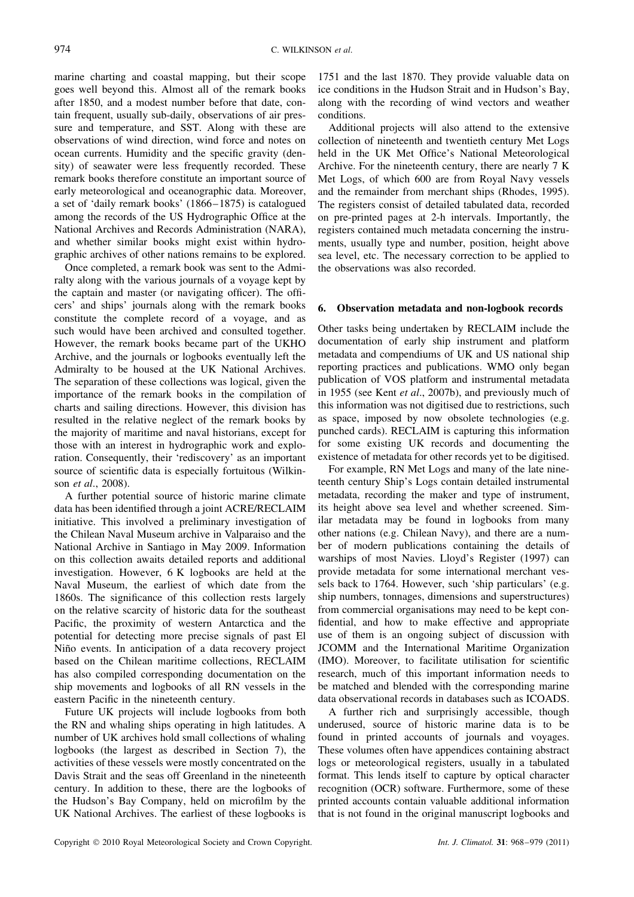marine charting and coastal mapping, but their scope goes well beyond this. Almost all of the remark books after 1850, and a modest number before that date, contain frequent, usually sub-daily, observations of air pressure and temperature, and SST. Along with these are observations of wind direction, wind force and notes on ocean currents. Humidity and the specific gravity (density) of seawater were less frequently recorded. These remark books therefore constitute an important source of early meteorological and oceanographic data. Moreover, a set of 'daily remark books' (1866–1875) is catalogued among the records of the US Hydrographic Office at the National Archives and Records Administration (NARA), and whether similar books might exist within hydrographic archives of other nations remains to be explored.

Once completed, a remark book was sent to the Admiralty along with the various journals of a voyage kept by the captain and master (or navigating officer). The officers' and ships' journals along with the remark books constitute the complete record of a voyage, and as such would have been archived and consulted together. However, the remark books became part of the UKHO Archive, and the journals or logbooks eventually left the Admiralty to be housed at the UK National Archives. The separation of these collections was logical, given the importance of the remark books in the compilation of charts and sailing directions. However, this division has resulted in the relative neglect of the remark books by the majority of maritime and naval historians, except for those with an interest in hydrographic work and exploration. Consequently, their 'rediscovery' as an important source of scientific data is especially fortuitous (Wilkinson *et al*., 2008).

A further potential source of historic marine climate data has been identified through a joint ACRE/RECLAIM initiative. This involved a preliminary investigation of the Chilean Naval Museum archive in Valparaiso and the National Archive in Santiago in May 2009. Information on this collection awaits detailed reports and additional investigation. However, 6 K logbooks are held at the Naval Museum, the earliest of which date from the 1860s. The significance of this collection rests largely on the relative scarcity of historic data for the southeast Pacific, the proximity of western Antarctica and the potential for detecting more precise signals of past El Niño events. In anticipation of a data recovery project based on the Chilean maritime collections, RECLAIM has also compiled corresponding documentation on the ship movements and logbooks of all RN vessels in the eastern Pacific in the nineteenth century.

Future UK projects will include logbooks from both the RN and whaling ships operating in high latitudes. A number of UK archives hold small collections of whaling logbooks (the largest as described in Section 7), the activities of these vessels were mostly concentrated on the Davis Strait and the seas off Greenland in the nineteenth century. In addition to these, there are the logbooks of the Hudson's Bay Company, held on microfilm by the UK National Archives. The earliest of these logbooks is 1751 and the last 1870. They provide valuable data on ice conditions in the Hudson Strait and in Hudson's Bay, along with the recording of wind vectors and weather conditions.

Additional projects will also attend to the extensive collection of nineteenth and twentieth century Met Logs held in the UK Met Office's National Meteorological Archive. For the nineteenth century, there are nearly 7 K Met Logs, of which 600 are from Royal Navy vessels and the remainder from merchant ships (Rhodes, 1995). The registers consist of detailed tabulated data, recorded on pre-printed pages at 2-h intervals. Importantly, the registers contained much metadata concerning the instruments, usually type and number, position, height above sea level, etc. The necessary correction to be applied to the observations was also recorded.

## 6. Observation metadata and non-logbook records

Other tasks being undertaken by RECLAIM include the documentation of early ship instrument and platform metadata and compendiums of UK and US national ship reporting practices and publications. WMO only began publication of VOS platform and instrumental metadata in 1955 (see Kent *et al*., 2007b), and previously much of this information was not digitised due to restrictions, such as space, imposed by now obsolete technologies (e.g. punched cards). RECLAIM is capturing this information for some existing UK records and documenting the existence of metadata for other records yet to be digitised.

For example, RN Met Logs and many of the late nineteenth century Ship's Logs contain detailed instrumental metadata, recording the maker and type of instrument, its height above sea level and whether screened. Similar metadata may be found in logbooks from many other nations (e.g. Chilean Navy), and there are a number of modern publications containing the details of warships of most Navies. Lloyd's Register (1997) can provide metadata for some international merchant vessels back to 1764. However, such 'ship particulars' (e.g. ship numbers, tonnages, dimensions and superstructures) from commercial organisations may need to be kept confidential, and how to make effective and appropriate use of them is an ongoing subject of discussion with JCOMM and the International Maritime Organization (IMO). Moreover, to facilitate utilisation for scientific research, much of this important information needs to be matched and blended with the corresponding marine data observational records in databases such as ICOADS.

A further rich and surprisingly accessible, though underused, source of historic marine data is to be found in printed accounts of journals and voyages. These volumes often have appendices containing abstract logs or meteorological registers, usually in a tabulated format. This lends itself to capture by optical character recognition (OCR) software. Furthermore, some of these printed accounts contain valuable additional information that is not found in the original manuscript logbooks and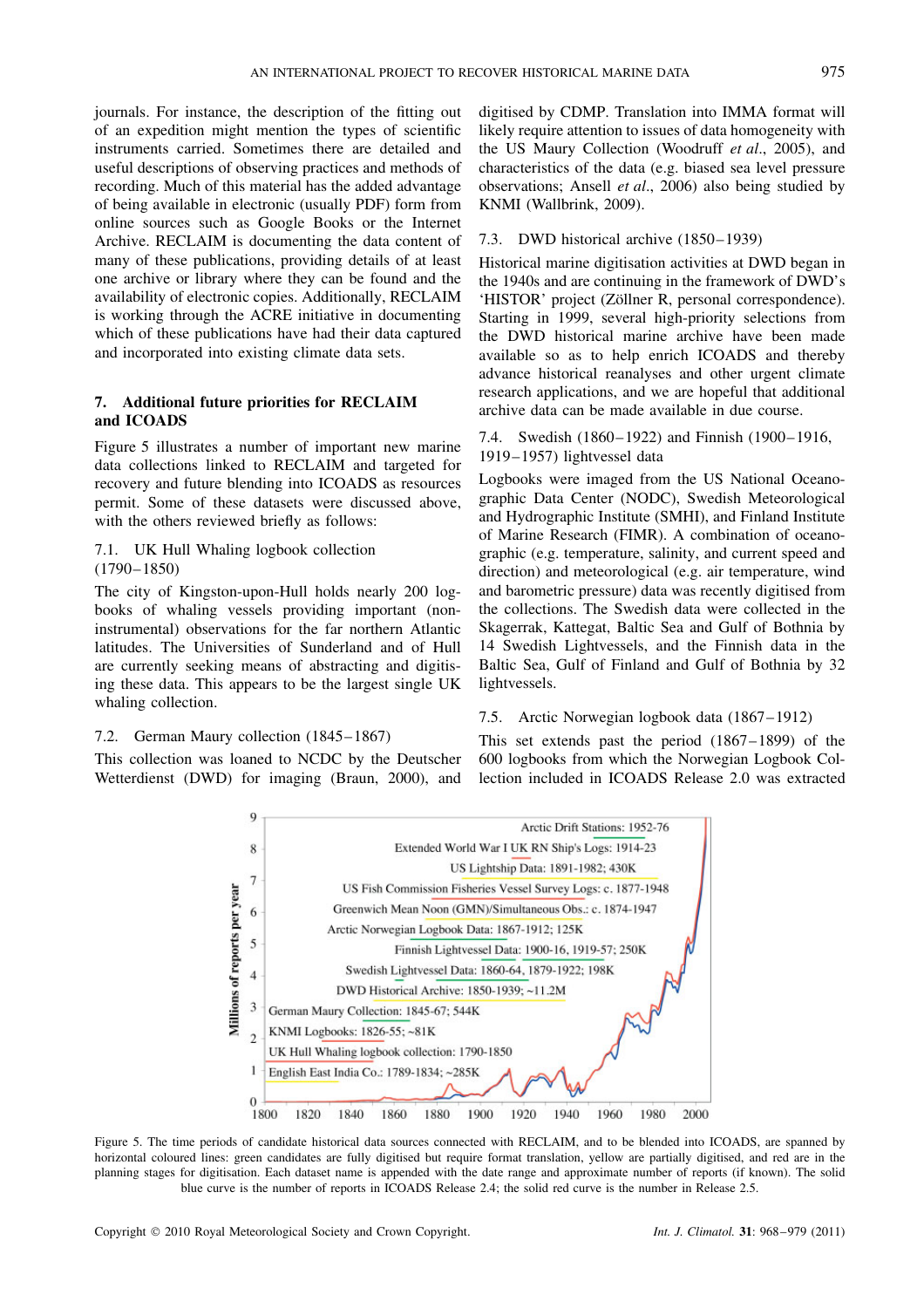journals. For instance, the description of the fitting out of an expedition might mention the types of scientific instruments carried. Sometimes there are detailed and useful descriptions of observing practices and methods of recording. Much of this material has the added advantage of being available in electronic (usually PDF) form from online sources such as Google Books or the Internet Archive. RECLAIM is documenting the data content of many of these publications, providing details of at least one archive or library where they can be found and the availability of electronic copies. Additionally, RECLAIM is working through the ACRE initiative in documenting which of these publications have had their data captured and incorporated into existing climate data sets.

## 7. Additional future priorities for RECLAIM and ICOADS

Figure 5 illustrates a number of important new marine data collections linked to RECLAIM and targeted for recovery and future blending into ICOADS as resources permit. Some of these datasets were discussed above, with the others reviewed briefly as follows:

### 7.1. UK Hull Whaling logbook collection (1790–1850)

The city of Kingston-upon-Hull holds nearly 200 logbooks of whaling vessels providing important (non-instrumental) observations for the far northern Atlantic latitudes. The Universities of Sunderland and of Hull are currently seeking means of abstracting and digitising these data. This appears to be the largest single UK whaling collection.

### 7.2. German Maury collection (1845–1867)

This collection was loaned to NCDC by the Deutscher Wetterdienst (DWD) for imaging (Braun, 2000), and digitised by CDMP. Translation into IMMA format will likely require attention to issues of data homogeneity with the US Maury Collection (Woodruff *et al*., 2005), and characteristics of the data (e.g. biased sea level pressure observations; Ansell *et al*., 2006) also being studied by KNMI (Wallbrink, 2009).

### 7.3. DWD historical archive (1850–1939)

Historical marine digitisation activities at DWD began in the 1940s and are continuing in the framework of DWD's 'HISTOR' project (Zöllner R, personal correspondence). Starting in 1999, several high-priority selections from the DWD historical marine archive have been made available so as to help enrich ICOADS and thereby advance historical reanalyses and other urgent climate research applications, and we are hopeful that additional archive data can be made available in due course.

### 7.4. Swedish (1860–1922) and Finnish (1900–1916, 1919–1957) lightvessel data

Logbooks were imaged from the US National Oceanographic Data Center (NODC), Swedish Meteorological and Hydrographic Institute (SMHI), and Finland Institute of Marine Research (FIMR). A combination of oceanographic (e.g. temperature, salinity, and current speed and direction) and meteorological (e.g. air temperature, wind and barometric pressure) data was recently digitised from the collections. The Swedish data were collected in the Skagerrak, Kattegat, Baltic Sea and Gulf of Bothnia by 14 Swedish Lightvessels, and the Finnish data in the Baltic Sea, Gulf of Finland and Gulf of Bothnia by 32 lightvessels.

### 7.5. Arctic Norwegian logbook data (1867–1912)

This set extends past the period (1867–1899) of the 600 logbooks from which the Norwegian Logbook Collection included in ICOADS Release 2.0 was extracted

Figure 5. The time periods of candidate historical data sources connected with RECLAIM, and to be blended into ICOADS, are spanned by horizontal coloured lines: green candidates are fully digitised but require format translation, yellow are partially digitised, and red are in the planning stages for digitisation. Each dataset name is appended with the date range and approximate number of reports (if known). The solid blue curve is the number of reports in ICOADS Release 2.4; the solid red curve is the number in Release 2.5.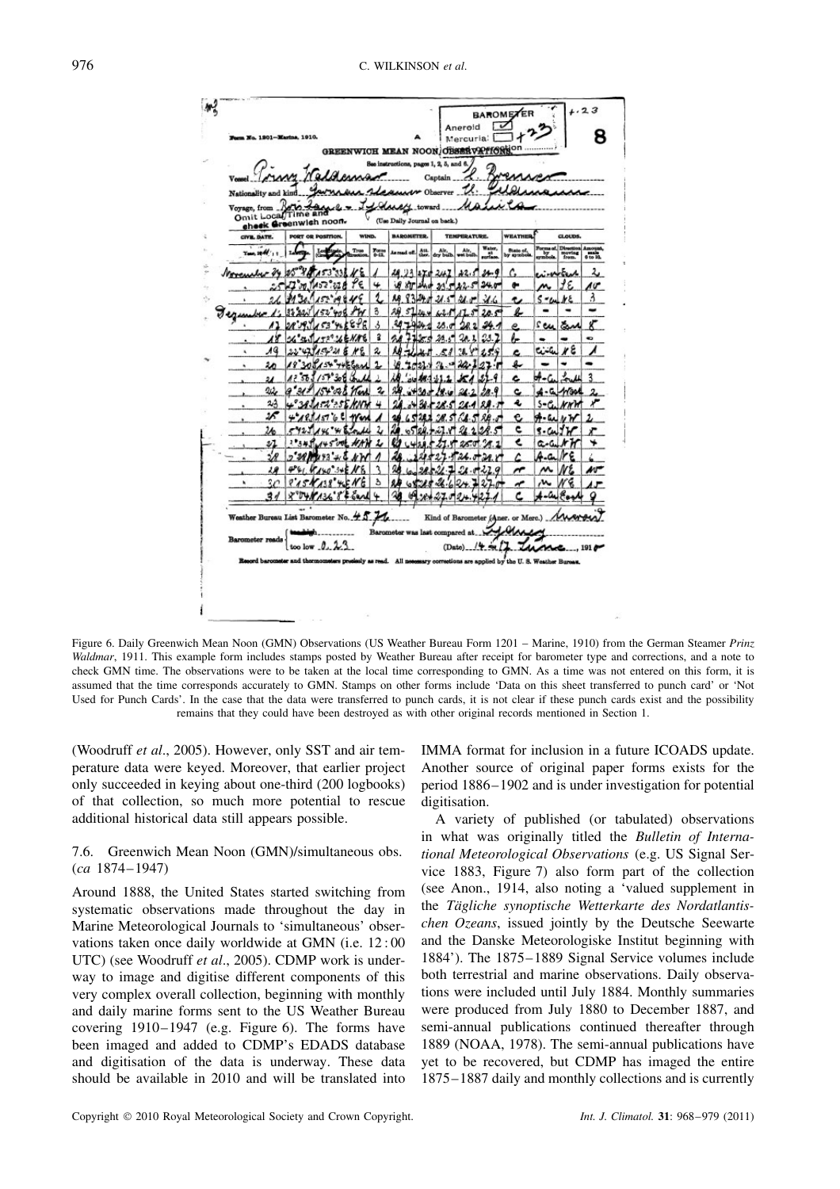Figure 6. Daily Greenwich Mean Noon (GMN) Observations (US Weather Bureau Form 1201 – Marine, 1910) from the German Steamer *Prinz Waldmar*, 1911. This example form includes stamps posted by Weather Bureau after receipt for barometer type and corrections, and a note to check GMN time. The observations were to be taken at the local time corresponding to GMN. As a time was not entered on this form, it is assumed that the time corresponds accurately to GMN. Stamps on other forms include 'Data on this sheet transferred to punch card' or 'Not Used for Punch Cards'. In the case that the data were transferred to punch cards, it is not clear if these punch cards exist and the possibility remains that they could have been destroyed as with other original records mentioned in Section 1.

(Woodruff *et al.*, 2005). However, only SST and air temperature data were keyed. Moreover, that earlier project only succeeded in keying about one-third (200 logbooks) of that collection, so much more potential to rescue additional historical data still appears possible.

### 7.6. Greenwich Mean Noon (GMN)/simultaneous obs. (*ca* 1874–1947)

Around 1888, the United States started switching from systematic observations made throughout the day in Marine Meteorological Journals to 'simultaneous' observations taken once daily worldwide at GMN (i.e. 12 : 00 UTC) (see Woodruff *et al.*, 2005). CDMP work is underway to image and digitise different components of this very complex overall collection, beginning with monthly and daily marine forms sent to the US Weather Bureau covering 1910–1947 (e.g. Figure 6). The forms have been imaged and added to CDMP's EDADS database and digitisation of the data is underway. These data should be available in 2010 and will be translated into IMMA format for inclusion in a future ICOADS update. Another source of original paper forms exists for the period 1886–1902 and is under investigation for potential digitisation.

A variety of published (or tabulated) observations in what was originally titled the *Bulletin of International Meteorological Observations* (e.g. US Signal Service 1883, Figure 7) also form part of the collection (see Anon., 1914, also noting a 'valued supplement in the *Tägliche synoptische Wetterkarte des Nordatlantischen Ozeans*, issued jointly by the Deutsche Seewarte and the Danske Meteorologiske Institut beginning with 1884'). The 1875–1889 Signal Service volumes include both terrestrial and marine observations. Daily observations were included until July 1884. Monthly summaries were produced from July 1880 to December 1887, and semi-annual publications continued thereafter through 1889 (NOAA, 1978). The semi-annual publications have yet to be recovered, but CDMP has imaged the entire 1875–1887 daily and monthly collections and is currently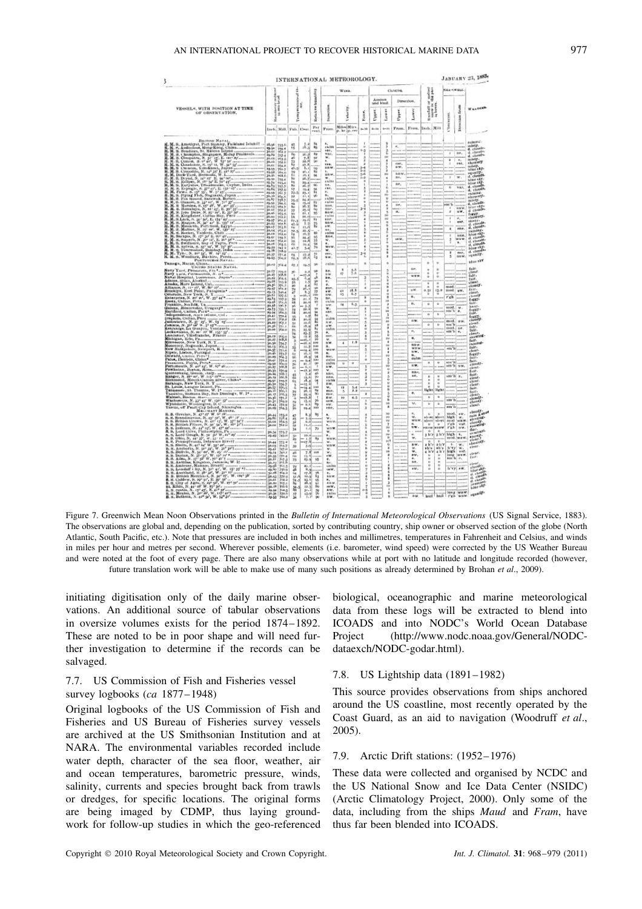Figure 7. Greenwich Mean Noon Observations printed in the *Bulletin of International Meteorological Observations* (US Signal Service, 1883). The observations are global and, depending on the publication, sorted by contributing country, ship owner or observed section of the globe (North Atlantic, South Pacific, etc.). Note that pressures are included in both inches and millimetres, temperatures in Fahrenheit and Celsius, and winds in miles per hour and metres per second. Wherever possible, elements (i.e. barometer, wind speed) were corrected by the US Weather Bureau and were noted at the foot of every page. There are also many observations while at port with no latitude and longitude recorded (however, future translation work will be able to make use of many such positions as already determined by Brohan *et al*., 2009).

initiating digitisation only of the daily marine observations. An additional source of tabular observations in oversize volumes exists for the period 1874–1892. These are noted to be in poor shape and will need further investigation to determine if the records can be salvaged.

### 7.7. US Commission of Fish and Fisheries vessel survey logbooks (*ca* 1877–1948)

Original logbooks of the US Commission of Fish and Fisheries and US Bureau of Fisheries survey vessels are archived at the US Smithsonian Institution and at NARA. The environmental variables recorded include water depth, character of the sea floor, weather, air and ocean temperatures, barometric pressure, winds, salinity, currents and species brought back from trawls or dredges, for specific locations. The original forms are being imaged by CDMP, thus laying groundwork for follow-up studies in which the geo-referenced biological, oceanographic and marine meteorological data from these logs will be extracted to blend into ICOADS and into NODC's World Ocean Database Project (http://www.nodc.noaa.gov/General/NODC-dataexch/NODC-godar.html).

### 7.8. US Lightship data (1891–1982)

This source provides observations from ships anchored around the US coastline, most recently operated by the Coast Guard, as an aid to navigation (Woodruff *et al*., 2005).

### 7.9. Arctic Drift stations: (1952–1976)

These data were collected and organised by NCDC and the US National Snow and Ice Data Center (NSIDC) (Arctic Climatology Project, 2000). Only some of the data, including from the ships *Maud* and *Fram*, have thus far been blended into ICOADS.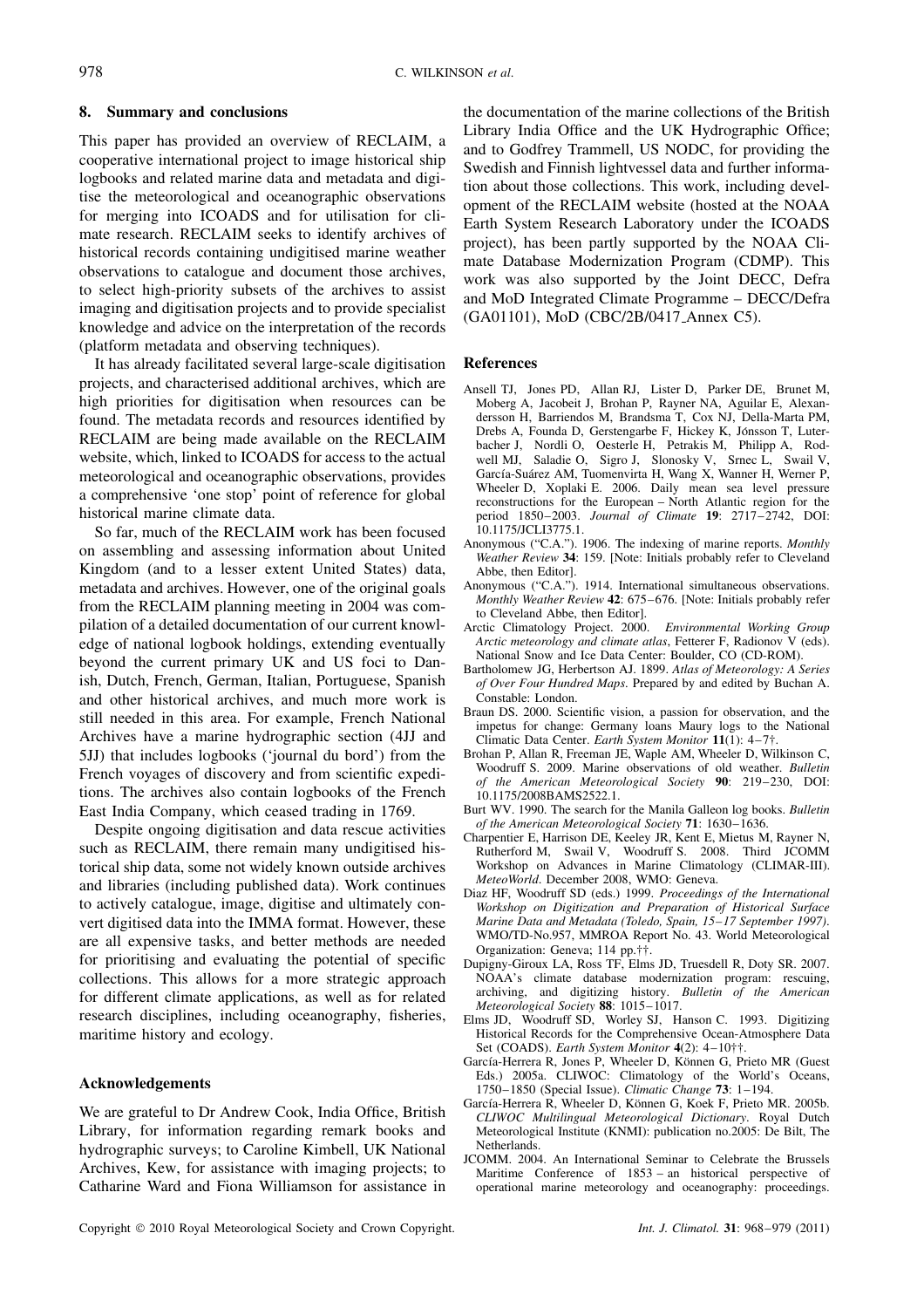## 8. Summary and conclusions

This paper has provided an overview of RECLAIM, a cooperative international project to image historical ship logbooks and related marine data and metadata and digitise the meteorological and oceanographic observations for merging into ICOADS and for utilisation for climate research. RECLAIM seeks to identify archives of historical records containing undigitised marine weather observations to catalogue and document those archives, to select high-priority subsets of the archives to assist imaging and digitisation projects and to provide specialist knowledge and advice on the interpretation of the records (platform metadata and observing techniques).

It has already facilitated several large-scale digitisation projects, and characterised additional archives, which are high priorities for digitisation when resources can be found. The metadata records and resources identified by RECLAIM are being made available on the RECLAIM website, which, linked to ICOADS for access to the actual meteorological and oceanographic observations, provides a comprehensive 'one stop' point of reference for global historical marine climate data.

So far, much of the RECLAIM work has been focused on assembling and assessing information about United Kingdom (and to a lesser extent United States) data, metadata and archives. However, one of the original goals from the RECLAIM planning meeting in 2004 was compilation of a detailed documentation of our current knowledge of national logbook holdings, extending eventually beyond the current primary UK and US foci to Danish, Dutch, French, German, Italian, Portuguese, Spanish and other historical archives, and much more work is still needed in this area. For example, French National Archives have a marine hydrographic section (4JJ and 5JJ) that includes logbooks ('journal du bord') from the French voyages of discovery and from scientific expeditions. The archives also contain logbooks of the French East India Company, which ceased trading in 1769.

Despite ongoing digitisation and data rescue activities such as RECLAIM, there remain many undigitised historical ship data, some not widely known outside archives and libraries (including published data). Work continues to actively catalogue, image, digitise and ultimately convert digitised data into the IMMA format. However, these are all expensive tasks, and better methods are needed for prioritising and evaluating the potential of specific collections. This allows for a more strategic approach for different climate applications, as well as for related research disciplines, including oceanography, fisheries, maritime history and ecology.

## Acknowledgements

We are grateful to Dr Andrew Cook, India Office, British Library, for information regarding remark books and hydrographic surveys; to Caroline Kimbell, UK National Archives, Kew, for assistance with imaging projects; to Catharine Ward and Fiona Williamson for assistance in the documentation of the marine collections of the British Library India Office and the UK Hydrographic Office; and to Godfrey Trammell, US NODC, for providing the Swedish and Finnish lightvessel data and further information about those collections. This work, including development of the RECLAIM website (hosted at the NOAA Earth System Research Laboratory under the ICOADS project), has been partly supported by the NOAA Climate Database Modernization Program (CDMP). This work was also supported by the Joint DECC, Defra and MoD Integrated Climate Programme – DECC/Defra (GA01101), MoD (CBC/2B/0417_Annex C5).

## References

Ansell TJ, Jones PD, Allan RJ, Lister D, Parker DE, Brunet M, Moberg A, Jacobeit J, Brohan P, Rayner NA, Aguilar E, Alexandersson H, Barriendos M, Brandsma T, Cox NJ, Della-Marta PM, Drebs A, Founda D, Gerstengarbe F, Hickey K, Jónsson T, Luterbacher J, Nordli O, Oesterle H, Petrakis M, Philipp A, Rodwell MJ, Saladie O, Sigro J, Slonosky V, Srnec L, Swail V, García-Suárez AM, Tuomenvirta H, Wang X, Wanner H, Werner P, Wheeler D, Xoplaki E. 2006. Daily mean sea level pressure reconstructions for the European – North Atlantic region for the period 1850–2003. *Journal of Climate* **19**: 2717–2742, DOI: 10.1175/JCLI3775.1.

Anonymous ("C.A."). 1906. The indexing of marine reports. *Monthly Weather Review* **34**: 159. [Note: Initials probably refer to Cleveland Abbe, then Editor].

Anonymous ("C.A."). 1914. International simultaneous observations. *Monthly Weather Review* **42**: 675–676. [Note: Initials probably refer to Cleveland Abbe, then Editor].

Arctic Climatology Project. 2000. *Environmental Working Group Arctic meteorology and climate atlas*, Fetterer F, Radionov V (eds). National Snow and Ice Data Center: Boulder, CO (CD-ROM).

Bartholomew JG, Herbertson AJ. 1899. *Atlas of Meteorology: A Series of Over Four Hundred Maps*. Prepared by and edited by Buchan A. Constable: London.

Braun DS. 2000. Scientific vision, a passion for observation, and the impetus for change: Germany loans Maury logs to the National Climatic Data Center. *Earth System Monitor* **11**(1): 4–7†.

Brohan P, Allan R, Freeman JE, Waple AM, Wheeler D, Wilkinson C, Woodruff S. 2009. Marine observations of old weather. *Bulletin of the American Meteorological Society* **90**: 219–230, DOI: 10.1175/2008BAMS2522.1.

Burt WV. 1990. The search for the Manila Galleon log books. *Bulletin of the American Meteorological Society* **71**: 1630–1636.

Charpentier E, Harrison DE, Keeley JR, Kent E, Mietus M, Rayner N, Rutherford M, Swail V, Woodruff S. 2008. Third JCOMM Workshop on Advances in Marine Climatology (CLIMAR-III). *MeteoWorld*. December 2008, WMO: Geneva.

Diaz HF, Woodruff SD (eds.) 1999. *Proceedings of the International Workshop on Digitization and Preparation of Historical Surface Marine Data and Metadata (Toledo, Spain, 15–17 September 1997)*. WMO/TD-No.957, MMROA Report No. 43. World Meteorological Organization: Geneva; 114 pp.††.

Dupigny-Giroux LA, Ross TF, Elms JD, Truesdell R, Doty SR. 2007. NOAA's climate database modernization program: rescuing, archiving, and digitizing history. *Bulletin of the American Meteorological Society* **88**: 1015–1017.

Elms JD, Woodruff SD, Worley SJ, Hanson C. 1993. Digitizing Historical Records for the Comprehensive Ocean-Atmosphere Data Set (COADS). *Earth System Monitor* **4**(2): 4–10††.

García-Herrera R, Jones P, Wheeler D, Können G, Prieto MR (Guest Eds.) 2005a. CLIWOC: Climatology of the World's Oceans, 1750–1850 (Special Issue). *Climatic Change* **73**: 1–194.

García-Herrera R, Wheeler D, Können G, Koek F, Prieto MR. 2005b. *CLIWOC Multilingual Meteorological Dictionary*. Royal Dutch Meteorological Institute (KNMI): publication no.2005: De Bilt, The Netherlands.

JCOMM. 2004. An International Seminar to Celebrate the Brussels Maritime Conference of 1853 – an historical perspective of operational marine meteorology and oceanography: proceedings.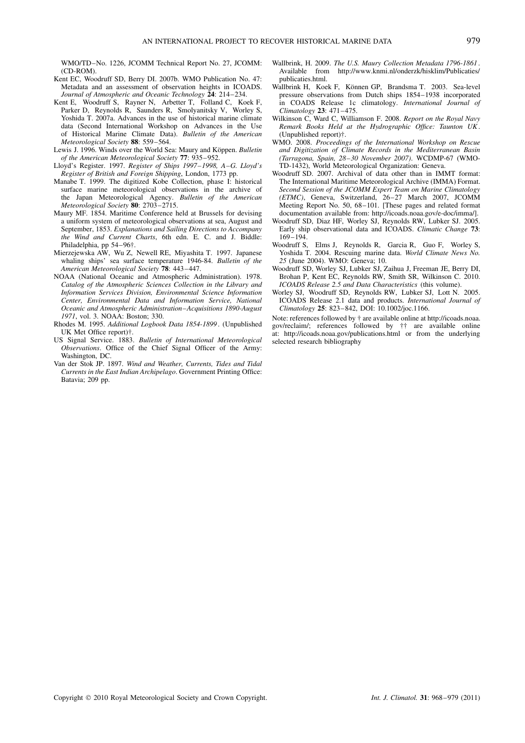WMO/TD–No. 1226, JCOMM Technical Report No. 27, JCOMM: (CD-ROM).

Kent EC, Woodruff SD, Berry DI. 2007b. WMO Publication No. 47: Metadata and an assessment of observation heights in ICOADS. *Journal of Atmospheric and Oceanic Technology* **24**: 214–234.

Kent E, Woodruff S, Rayner N, Arbetter T, Folland C, Koek F, Parker D, Reynolds R, Saunders R, Smolyanitsky V, Worley S, Yoshida T. 2007a. Advances in the use of historical marine climate data (Second International Workshop on Advances in the Use of Historical Marine Climate Data). *Bulletin of the American Meteorological Society* **88**: 559–564.

Lewis J. 1996. Winds over the World Sea: Maury and Köppen. *Bulletin of the American Meteorological Society* **77**: 935–952.

Lloyd's Register. 1997. *Register of Ships 1997–1998, A–G. Lloyd's Register of British and Foreign Shipping*, London, 1773 pp.

Manabe T. 1999. The digitized Kobe Collection, phase I: historical surface marine meteorological observations in the archive of the Japan Meteorological Agency. *Bulletin of the American Meteorological Society* **80**: 2703–2715.

Maury MF. 1854. Maritime Conference held at Brussels for devising a uniform system of meteorological observations at sea, August and September, 1853. *Explanations and Sailing Directions to Accompany the Wind and Current Charts*, 6th edn. E. C. and J. Biddle: Philadelphia, pp 54–96†.

Mierzejewska AW, Wu Z, Newell RE, Miyashita T. 1997. Japanese whaling ships' sea surface temperature 1946-84. *Bulletin of the American Meteorological Society* **78**: 443–447.

NOAA (National Oceanic and Atmospheric Administration). 1978. *Catalog of the Atmospheric Sciences Collection in the Library and Information Services Division, Environmental Science Information Center, Environmental Data and Information Service, National Oceanic and Atmospheric Administration–Acquisitions 1890-August 1971*, vol. 3. NOAA: Boston; 330.

Rhodes M. 1995. *Additional Logbook Data 1854-1899*. (Unpublished UK Met Office report)†.

US Signal Service. 1883. *Bulletin of International Meteorological Observations*. Office of the Chief Signal Officer of the Army: Washington, DC.

Van der Stok JP. 1897. *Wind and Weather, Currents, Tides and Tidal Currents in the East Indian Archipelago*. Government Printing Office: Batavia; 209 pp.

Wallbrink, H. 2009. *The U.S. Maury Collection Metadata 1796-1861*. Available from http://www.knmi.nl/onderzk/hisklim/Publicaties/publicaties.html.

Wallbrink H, Koek F, Können GP, Brandsma T. 2003. Sea-level pressure observations from Dutch ships 1854–1938 incorporated in COADS Release 1c climatology. *International Journal of Climatology* **23**: 471–475.

Wilkinson C, Ward C, Williamson F. 2008. *Report on the Royal Navy Remark Books Held at the Hydrographic Office: Taunton UK*. (Unpublished report)†.

WMO. 2008. *Proceedings of the International Workshop on Rescue and Digitization of Climate Records in the Mediterranean Basin (Tarragona, Spain, 28–30 November 2007)*. WCDMP-67 (WMO-TD-1432), World Meteorological Organization: Geneva.

Woodruff SD. 2007. Archival of data other than in IMMT format: The International Maritime Meteorological Archive (IMMA) Format. *Second Session of the JCOMM Expert Team on Marine Climatology (ETMC)*, Geneva, Switzerland, 26–27 March 2007, JCOMM Meeting Report No. 50, 68–101. [These pages and related format documentation available from: http://icoads.noaa.gov/e-doc/imma/].

Woodruff SD, Diaz HF, Worley SJ, Reynolds RW, Lubker SJ. 2005. Early ship observational data and ICOADS. *Climatic Change* **73**: 169–194.

Woodruff S, Elms J, Reynolds R, Garcia R, Guo F, Worley S, Yoshida T. 2004. Rescuing marine data. *World Climate News No. 25* (June 2004). WMO: Geneva; 10.

Woodruff SD, Worley SJ, Lubker SJ, Zaihua J, Freeman JE, Berry DI, Brohan P, Kent EC, Reynolds RW, Smith SR, Wilkinson C. 2010. *ICOADS Release 2.5 and Data Characteristics* (this volume).

Worley SJ, Woodruff SD, Reynolds RW, Lubker SJ, Lott N. 2005. ICOADS Release 2.1 data and products. *International Journal of Climatology* **25**: 823–842, DOI: 10.1002/joc.1166.

Note: references followed by † are available online at http://icoads.noaa.gov/reclaim/; references followed by †† are available online at: http://icoads.noaa.gov/publications.html or from the underlying selected research bibliography